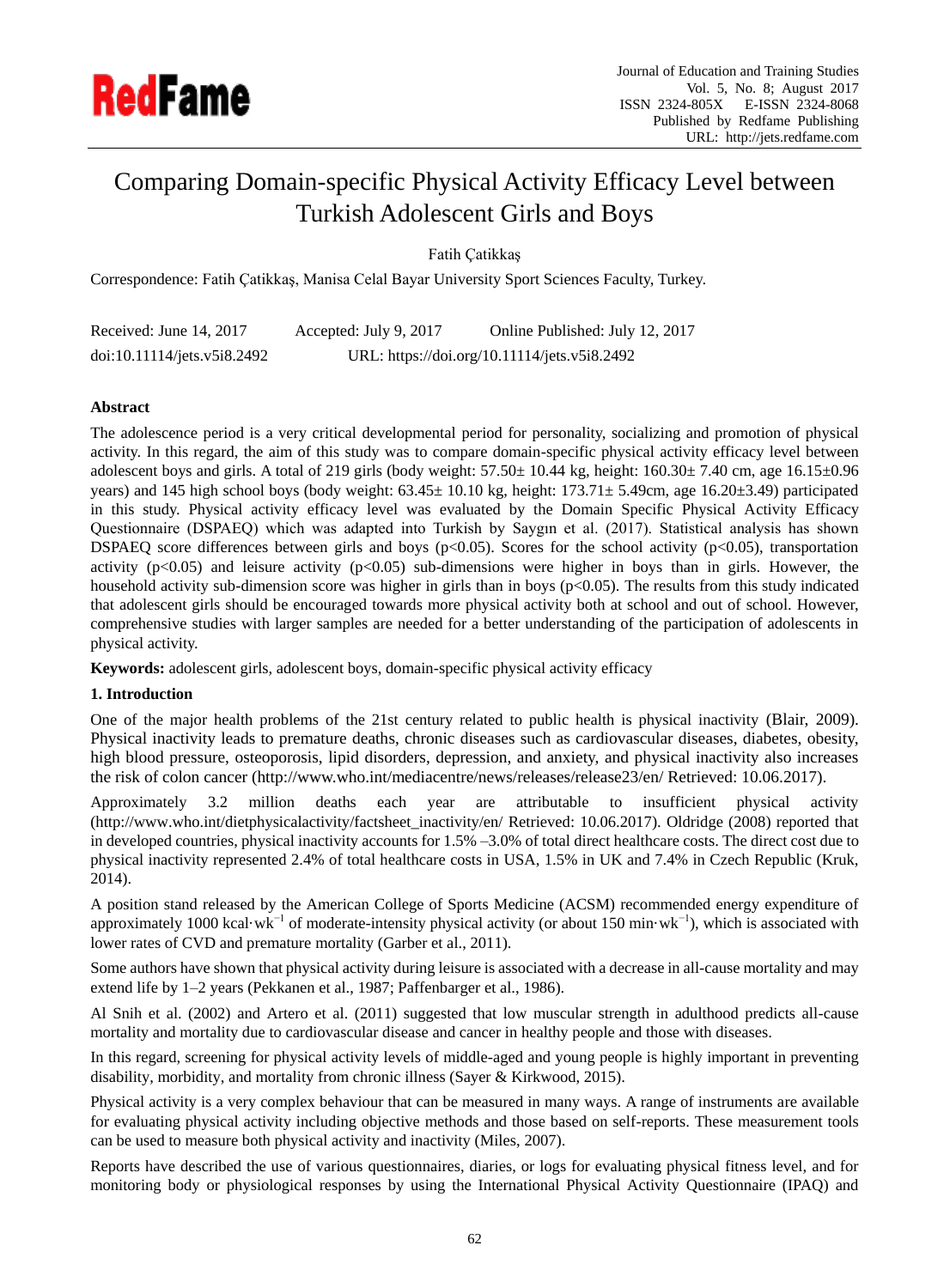# Comparing Domain-specific Physical Activity Efficacy Level between Turkish Adolescent Girls and Boys

Fatih Çatikkaş

Correspondence: Fatih Çatikkaş, Manisa Celal Bayar University Sport Sciences Faculty, Turkey.

Received: June 14, 2017 Accepted: July 9, 2017 Online Published: July 12, 2017

doi:10.11114/jets.v5i8.2492 URL: https://doi.org/10.11114/jets.v5i8.2492

## Abstract

The adolescence period is a very critical developmental period for personality, socializing and promotion of physical activity. In this regard, the aim of this study was to compare domain-specific physical activity efficacy level between adolescent boys and girls. A total of 219 girls (body weight: 57.50± 10.44 kg, height: 160.30± 7.40 cm, age 16.15±0.96 years) and 145 high school boys (body weight: 63.45± 10.10 kg, height: 173.71± 5.49cm, age 16.20±3.49) participated in this study. Physical activity efficacy level was evaluated by the Domain Specific Physical Activity Efficacy Questionnaire (DSPAEQ) which was adapted into Turkish by Saygın et al. (2017). Statistical analysis has shown DSPAEQ score differences between girls and boys ($p<0.05$). Scores for the school activity ($p<0.05$), transportation activity ($p<0.05$) and leisure activity ($p<0.05$) sub-dimensions were higher in boys than in girls. However, the household activity sub-dimension score was higher in girls than in boys ($p<0.05$). The results from this study indicated that adolescent girls should be encouraged towards more physical activity both at school and out of school. However, comprehensive studies with larger samples are needed for a better understanding of the participation of adolescents in physical activity.

**Keywords:** adolescent girls, adolescent boys, domain-specific physical activity efficacy

## 1. Introduction

One of the major health problems of the 21st century related to public health is physical inactivity (Blair, 2009). Physical inactivity leads to premature deaths, chronic diseases such as cardiovascular diseases, diabetes, obesity, high blood pressure, osteoporosis, lipid disorders, depression, and anxiety, and physical inactivity also increases the risk of colon cancer (http://www.who.int/mediacentre/news/releases/release23/en/ Retrieved: 10.06.2017).

Approximately 3.2 million deaths each year are attributable to insufficient physical activity (http://www.who.int/dietphysicalactivity/factsheet_inactivity/en/ Retrieved: 10.06.2017). Oldridge (2008) reported that in developed countries, physical inactivity accounts for 1.5% –3.0% of total direct healthcare costs. The direct cost due to physical inactivity represented 2.4% of total healthcare costs in USA, 1.5% in UK and 7.4% in Czech Republic (Kruk, 2014).

A position stand released by the American College of Sports Medicine (ACSM) recommended energy expenditure of approximately 1000 $kcal \cdot wk^{-1}$ of moderate-intensity physical activity (or about 150 $min \cdot wk^{-1}$), which is associated with lower rates of CVD and premature mortality (Garber et al., 2011).

Some authors have shown that physical activity during leisure is associated with a decrease in all-cause mortality and may extend life by 1–2 years (Pekkanen et al., 1987; Paffenbarger et al., 1986).

Al Snih et al. (2002) and Artero et al. (2011) suggested that low muscular strength in adulthood predicts all-cause mortality and mortality due to cardiovascular disease and cancer in healthy people and those with diseases.

In this regard, screening for physical activity levels of middle-aged and young people is highly important in preventing disability, morbidity, and mortality from chronic illness (Sayer & Kirkwood, 2015).

Physical activity is a very complex behaviour that can be measured in many ways. A range of instruments are available for evaluating physical activity including objective methods and those based on self-reports. These measurement tools can be used to measure both physical activity and inactivity (Miles, 2007).

Reports have described the use of various questionnaires, diaries, or logs for evaluating physical fitness level, and for monitoring body or physiological responses by using the International Physical Activity Questionnaire (IPAQ) and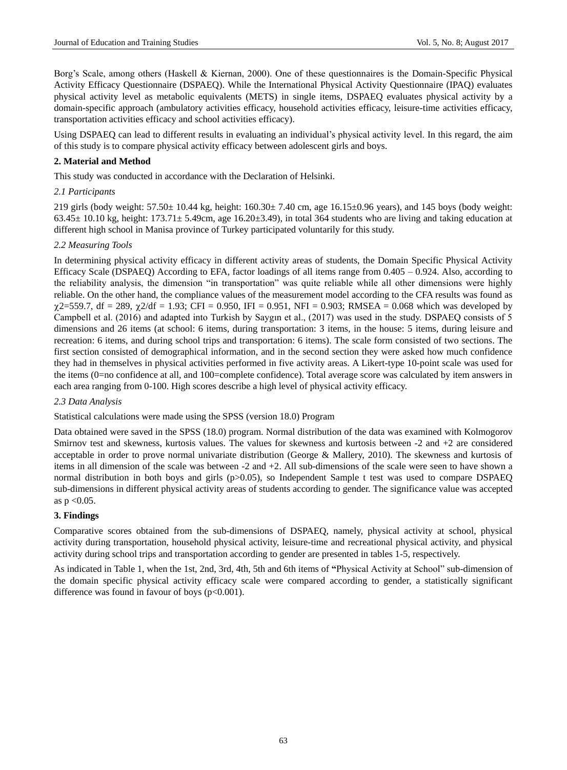Borg's Scale, among others (Haskell & Kiernan, 2000). One of these questionnaires is the Domain-Specific Physical Activity Efficacy Questionnaire (DSPAEQ). While the International Physical Activity Questionnaire (IPAQ) evaluates physical activity level as metabolic equivalents (METS) in single items, DSPAEQ evaluates physical activity by a domain-specific approach (ambulatory activities efficacy, household activities efficacy, leisure-time activities efficacy, transportation activities efficacy and school activities efficacy).

Using DSPAEQ can lead to different results in evaluating an individual's physical activity level. In this regard, the aim of this study is to compare physical activity efficacy between adolescent girls and boys.

## 2. Material and Method

This study was conducted in accordance with the Declaration of Helsinki.

### *2.1 Participants*

219 girls (body weight: 57.50± 10.44 kg, height: 160.30± 7.40 cm, age 16.15±0.96 years), and 145 boys (body weight: 63.45± 10.10 kg, height: 173.71± 5.49cm, age 16.20±3.49), in total 364 students who are living and taking education at different high school in Manisa province of Turkey participated voluntarily for this study.

### *2.2 Measuring Tools*

In determining physical activity efficacy in different activity areas of students, the Domain Specific Physical Activity Efficacy Scale (DSPAEQ) According to EFA, factor loadings of all items range from 0.405 – 0.924. Also, according to the reliability analysis, the dimension "in transportation" was quite reliable while all other dimensions were highly reliable. On the other hand, the compliance values of the measurement model according to the CFA results was found as $\chi^2$=559.7, df = 289, $\chi^2$/df = 1.93; CFI = 0.950, IFI = 0.951, NFI = 0.903; RMSEA = 0.068 which was developed by Campbell et al. (2016) and adapted into Turkish by Saygın et al., (2017) was used in the study. DSPAEQ consists of 5 dimensions and 26 items (at school: 6 items, during transportation: 3 items, in the house: 5 items, during leisure and recreation: 6 items, and during school trips and transportation: 6 items). The scale form consisted of two sections. The first section consisted of demographical information, and in the second section they were asked how much confidence they had in themselves in physical activities performed in five activity areas. A Likert-type 10-point scale was used for the items (0=no confidence at all, and 100=complete confidence). Total average score was calculated by item answers in each area ranging from 0-100. High scores describe a high level of physical activity efficacy.

### *2.3 Data Analysis*

Statistical calculations were made using the SPSS (version 18.0) Program

Data obtained were saved in the SPSS (18.0) program. Normal distribution of the data was examined with Kolmogorov Smirnov test and skewness, kurtosis values. The values for skewness and kurtosis between -2 and +2 are considered acceptable in order to prove normal univariate distribution (George & Mallery, 2010). The skewness and kurtosis of items in all dimension of the scale was between -2 and +2. All sub-dimensions of the scale were seen to have shown a normal distribution in both boys and girls ($p>0.05$), so Independent Sample t test was used to compare DSPAEQ sub-dimensions in different physical activity areas of students according to gender. The significance value was accepted as $p<0.05$.

## 3. Findings

Comparative scores obtained from the sub-dimensions of DSPAEQ, namely, physical activity at school, physical activity during transportation, household physical activity, leisure-time and recreational physical activity, and physical activity during school trips and transportation according to gender are presented in tables 1-5, respectively.

As indicated in Table 1, when the 1st, 2nd, 3rd, 4th, 5th and 6th items of **"**Physical Activity at School" sub-dimension of the domain specific physical activity efficacy scale were compared according to gender, a statistically significant difference was found in favour of boys ($p<0.001$).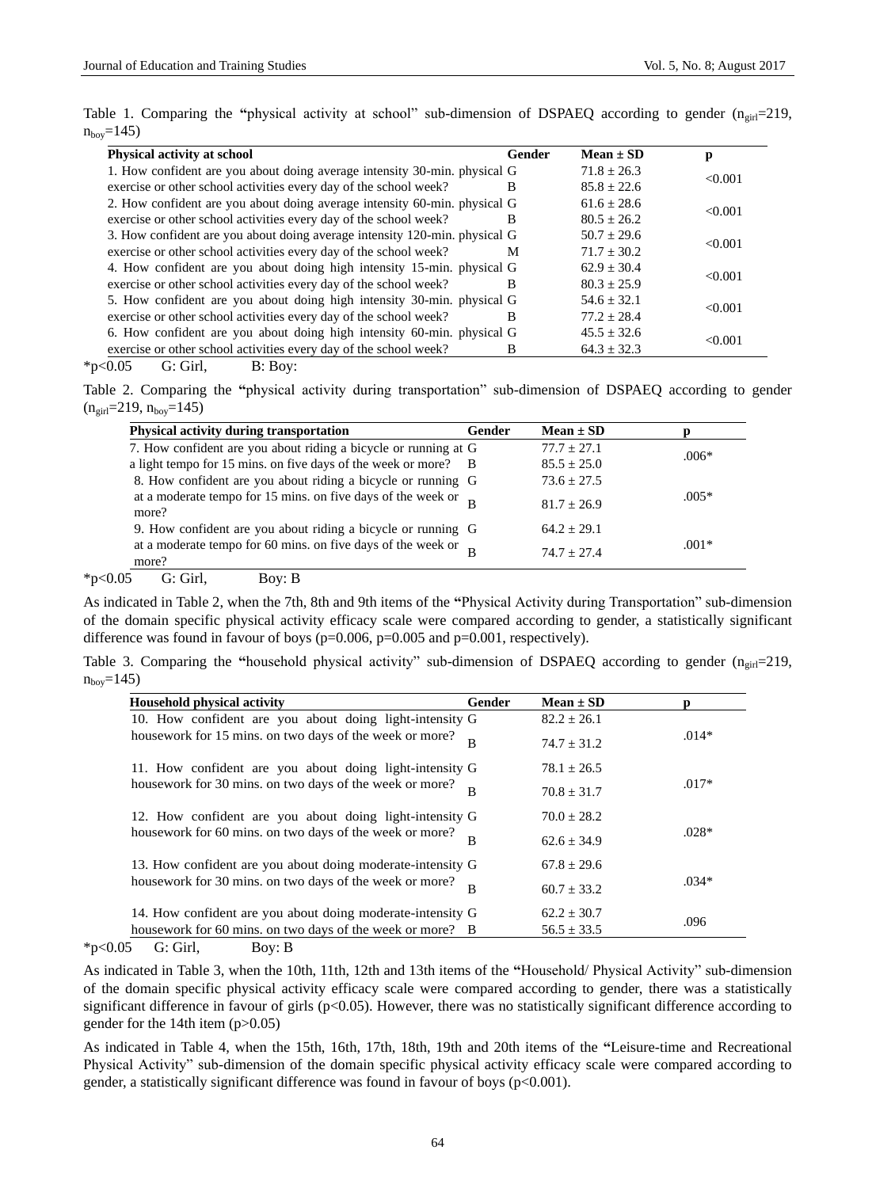Table 1. Comparing the "physical activity at school" sub-dimension of DSPAEQ according to gender ($n_{girl}$=219, $n_{boy}$=145)

| Physical activity at school | Gender | Mean ± SD | p |
|---|---|---|---|
| 1. How confident are you about doing average intensity 30-min. physical exercise or other school activities every day of the school week? | G | 71.8 ± 26.3 | <0.001 |
| | B | 85.8 ± 22.6 | |
| 2. How confident are you about doing average intensity 60-min. physical exercise or other school activities every day of the school week? | G | 61.6 ± 28.6 | <0.001 |
| | B | 80.5 ± 26.2 | |
| 3. How confident are you about doing average intensity 120-min. physical exercise or other school activities every day of the school week? | G | 50.7 ± 29.6 | <0.001 |
| | M | 71.7 ± 30.2 | |
| 4. How confident are you about doing high intensity 15-min. physical exercise or other school activities every day of the school week? | G | 62.9 ± 30.4 | <0.001 |
| | B | 80.3 ± 25.9 | |
| 5. How confident are you about doing high intensity 30-min. physical exercise or other school activities every day of the school week? | G | 54.6 ± 32.1 | <0.001 |
| | B | 77.2 ± 28.4 | |
| 6. How confident are you about doing high intensity 60-min. physical exercise or other school activities every day of the school week? | G | 45.5 ± 32.6 | <0.001 |
| | B | 64.3 ± 32.3 | |

*p<0.05 G: Girl, B: Boy:

Table 2. Comparing the "physical activity during transportation" sub-dimension of DSPAEQ according to gender ($n_{girl}$=219, $n_{boy}$=145)

| Physical activity during transportation | Gender | Mean ± SD | p |
|---|---|---|---|
| 7. How confident are you about riding a bicycle or running at a light tempo for 15 mins. on five days of the week or more? | G | 77.7 ± 27.1 | .006* |
| | B | 85.5 ± 25.0 | |
| 8. How confident are you about riding a bicycle or running at a moderate tempo for 15 mins. on five days of the week or more? | G | 73.6 ± 27.5 | .005* |
| | B | 81.7 ± 26.9 | |
| 9. How confident are you about riding a bicycle or running at a moderate tempo for 60 mins. on five days of the week or more? | G | 64.2 ± 29.1 | .001* |
| | B | 74.7 ± 27.4 | |

*p<0.05 G: Girl, Boy: B

As indicated in Table 2, when the 7th, 8th and 9th items of the "Physical Activity during Transportation" sub-dimension of the domain specific physical activity efficacy scale were compared according to gender, a statistically significant difference was found in favour of boys (p=0.006, p=0.005 and p=0.001, respectively).

Table 3. Comparing the "household physical activity" sub-dimension of DSPAEQ according to gender ($n_{girl}$=219, $n_{boy}$=145)

| Household physical activity | Gender | Mean ± SD | p |
|---|---|---|---|
| 10. How confident are you about doing light-intensity housework for 15 mins. on two days of the week or more? | G | 82.2 ± 26.1 | .014* |
| | B | 74.7 ± 31.2 | |
| 11. How confident are you about doing light-intensity housework for 30 mins. on two days of the week or more? | G | 78.1 ± 26.5 | .017* |
| | B | 70.8 ± 31.7 | |
| 12. How confident are you about doing light-intensity housework for 60 mins. on two days of the week or more? | G | 70.0 ± 28.2 | .028* |
| | B | 62.6 ± 34.9 | |
| 13. How confident are you about doing moderate-intensity housework for 30 mins. on two days of the week or more? | G | 67.8 ± 29.6 | .034* |
| | B | 60.7 ± 33.2 | |
| 14. How confident are you about doing moderate-intensity housework for 60 mins. on two days of the week or more? | G | 62.2 ± 30.7 | .096 |
| | B | 56.5 ± 33.5 | |

*p<0.05 G: Girl, Boy: B

As indicated in Table 3, when the 10th, 11th, 12th and 13th items of the "Household/ Physical Activity" sub-dimension of the domain specific physical activity efficacy scale were compared according to gender, there was a statistically significant difference in favour of girls (p<0.05). However, there was no statistically significant difference according to gender for the 14th item (p>0.05)

As indicated in Table 4, when the 15th, 16th, 17th, 18th, 19th and 20th items of the "Leisure-time and Recreational Physical Activity" sub-dimension of the domain specific physical activity efficacy scale were compared according to gender, a statistically significant difference was found in favour of boys (p<0.001).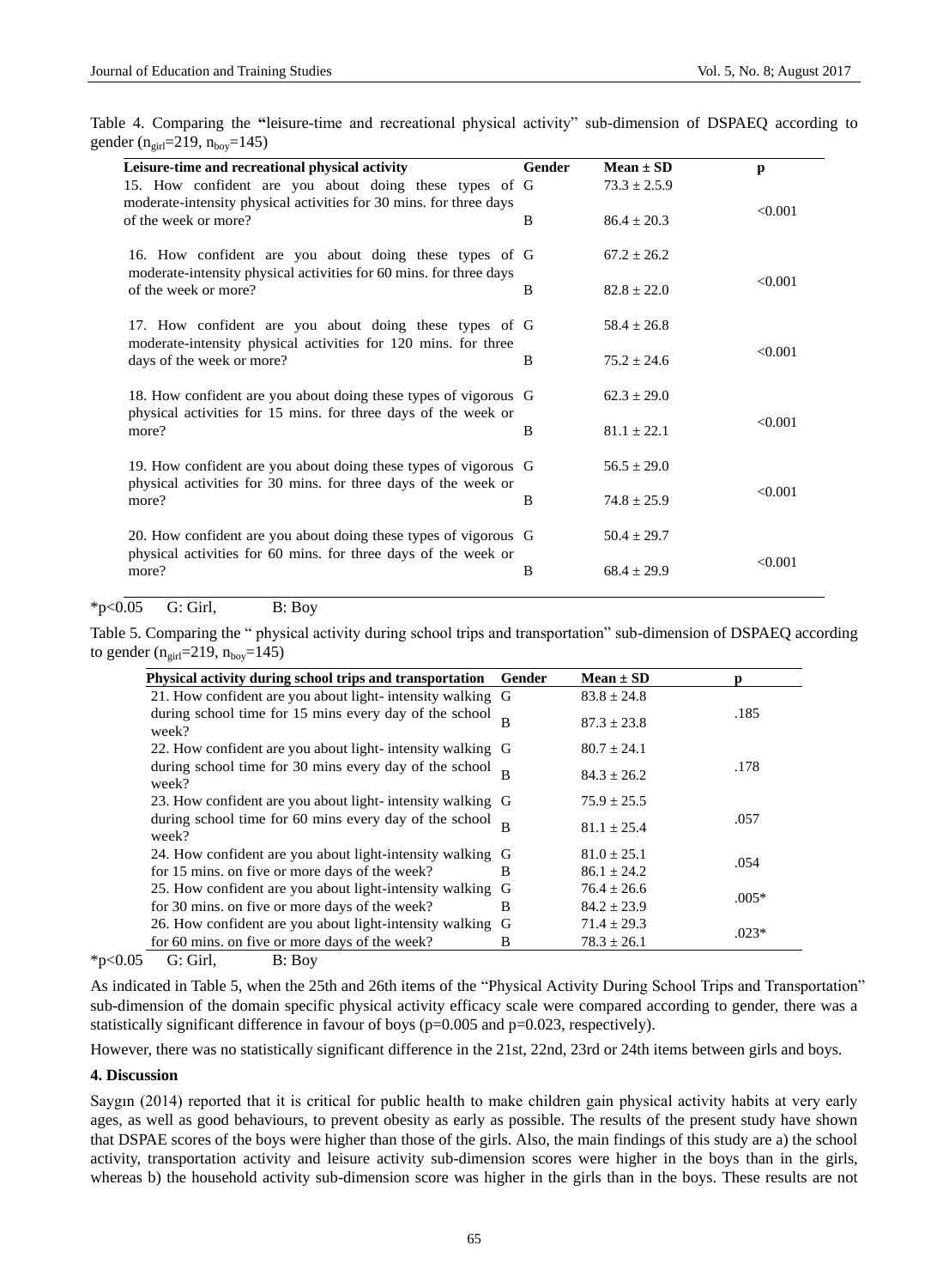Table 4. Comparing the "leisure-time and recreational physical activity" sub-dimension of DSPAEQ according to gender ($n_{girl}$=219, $n_{boy}$=145)

| Leisure-time and recreational physical activity | Gender | Mean ± SD | p |
|---|---|---|---|
| 15. How confident are you about doing these types of moderate-intensity physical activities for 30 mins. for three days of the week or more? | G | 73.3 ± 2.5.9 | <0.001 |
| | B | 86.4 ± 20.3 | |
| 16. How confident are you about doing these types of moderate-intensity physical activities for 60 mins. for three days of the week or more? | G | 67.2 ± 26.2 | <0.001 |
| | B | 82.8 ± 22.0 | |
| 17. How confident are you about doing these types of moderate-intensity physical activities for 120 mins. for three days of the week or more? | G | 58.4 ± 26.8 | <0.001 |
| | B | 75.2 ± 24.6 | |
| 18. How confident are you about doing these types of vigorous physical activities for 15 mins. for three days of the week or more? | G | 62.3 ± 29.0 | <0.001 |
| | B | 81.1 ± 22.1 | |
| 19. How confident are you about doing these types of vigorous physical activities for 30 mins. for three days of the week or more? | G | 56.5 ± 29.0 | <0.001 |
| | B | 74.8 ± 25.9 | |
| 20. How confident are you about doing these types of vigorous physical activities for 60 mins. for three days of the week or more? | G | 50.4 ± 29.7 | <0.001 |
| | B | 68.4 ± 29.9 | |

*p<0.05 G: Girl, B: Boy

Table 5. Comparing the " physical activity during school trips and transportation" sub-dimension of DSPAEQ according to gender ($n_{girl}$=219, $n_{boy}$=145)

| Physical activity during school trips and transportation | Gender | Mean ± SD | p |
|---|---|---|---|
| 21. How confident are you about light- intensity walking during school time for 15 mins every day of the school week? | G | 83.8 ± 24.8 | .185 |
| | B | 87.3 ± 23.8 | |
| 22. How confident are you about light- intensity walking during school time for 30 mins every day of the school week? | G | 80.7 ± 24.1 | .178 |
| | B | 84.3 ± 26.2 | |
| 23. How confident are you about light- intensity walking during school time for 60 mins every day of the school week? | G | 75.9 ± 25.5 | .057 |
| | B | 81.1 ± 25.4 | |
| 24. How confident are you about light-intensity walking for 15 mins. on five or more days of the week? | G | 81.0 ± 25.1 | .054 |
| | B | 86.1 ± 24.2 | |
| 25. How confident are you about light-intensity walking for 30 mins. on five or more days of the week? | G | 76.4 ± 26.6 | .005* |
| | B | 84.2 ± 23.9 | |
| 26. How confident are you about light-intensity walking for 60 mins. on five or more days of the week? | G | 71.4 ± 29.3 | .023* |
| | B | 78.3 ± 26.1 | |

*p<0.05 G: Girl, B: Boy

As indicated in Table 5, when the 25th and 26th items of the "Physical Activity During School Trips and Transportation" sub-dimension of the domain specific physical activity efficacy scale were compared according to gender, there was a statistically significant difference in favour of boys (p=0.005 and p=0.023, respectively).

However, there was no statistically significant difference in the 21st, 22nd, 23rd or 24th items between girls and boys.

## 4. Discussion

Saygın (2014) reported that it is critical for public health to make children gain physical activity habits at very early ages, as well as good behaviours, to prevent obesity as early as possible. The results of the present study have shown that DSPAE scores of the boys were higher than those of the girls. Also, the main findings of this study are a) the school activity, transportation activity and leisure activity sub-dimension scores were higher in the boys than in the girls, whereas b) the household activity sub-dimension score was higher in the girls than in the boys. These results are not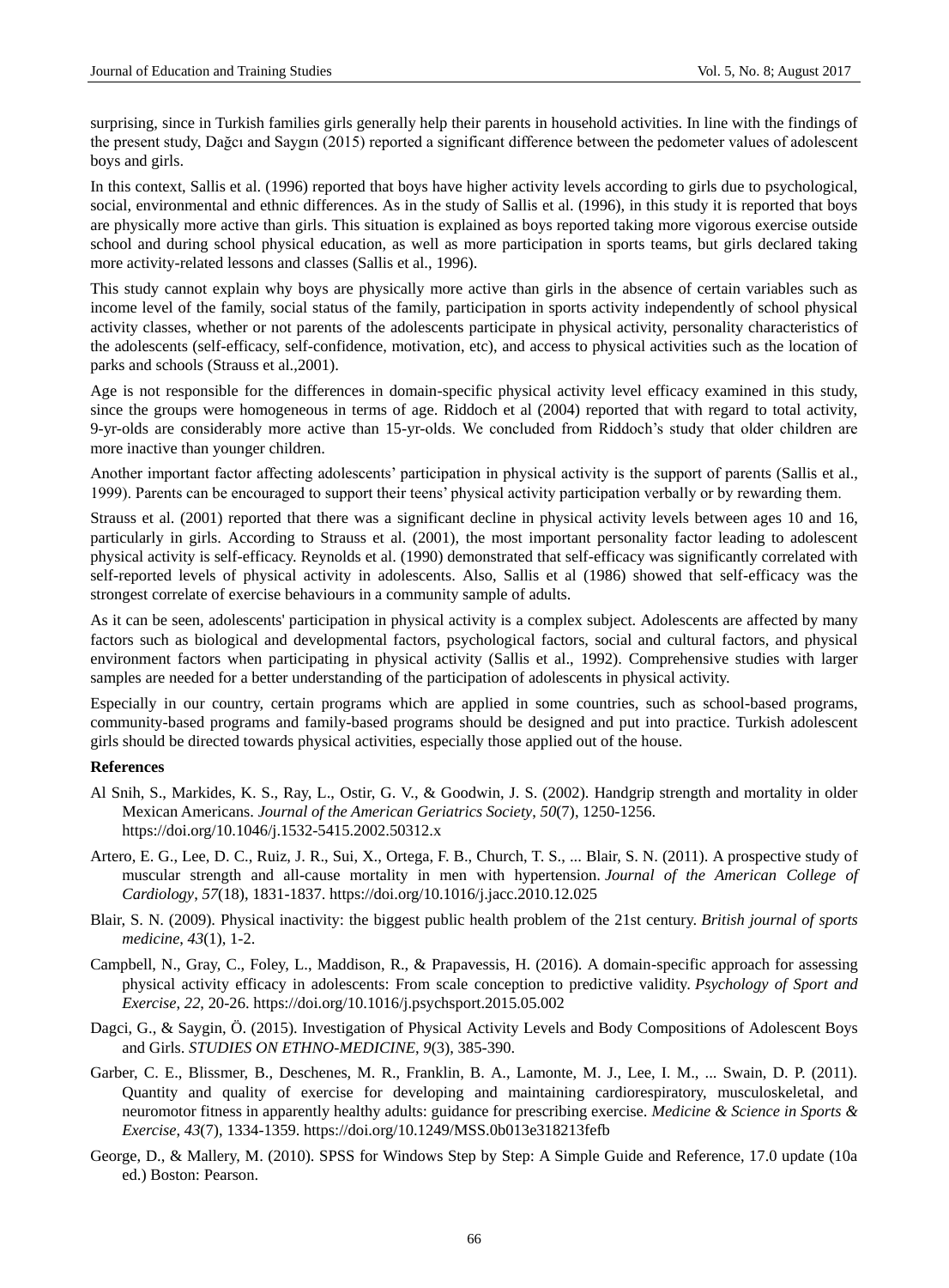surprising, since in Turkish families girls generally help their parents in household activities. In line with the findings of the present study, Dağcı and Saygın (2015) reported a significant difference between the pedometer values of adolescent boys and girls.

In this context, Sallis et al. (1996) reported that boys have higher activity levels according to girls due to psychological, social, environmental and ethnic differences. As in the study of Sallis et al. (1996), in this study it is reported that boys are physically more active than girls. This situation is explained as boys reported taking more vigorous exercise outside school and during school physical education, as well as more participation in sports teams, but girls declared taking more activity-related lessons and classes (Sallis et al., 1996).

This study cannot explain why boys are physically more active than girls in the absence of certain variables such as income level of the family, social status of the family, participation in sports activity independently of school physical activity classes, whether or not parents of the adolescents participate in physical activity, personality characteristics of the adolescents (self-efficacy, self-confidence, motivation, etc), and access to physical activities such as the location of parks and schools (Strauss et al.,2001).

Age is not responsible for the differences in domain-specific physical activity level efficacy examined in this study, since the groups were homogeneous in terms of age. Riddoch et al (2004) reported that with regard to total activity, 9-yr-olds are considerably more active than 15-yr-olds. We concluded from Riddoch's study that older children are more inactive than younger children.

Another important factor affecting adolescents' participation in physical activity is the support of parents (Sallis et al., 1999). Parents can be encouraged to support their teens' physical activity participation verbally or by rewarding them.

Strauss et al. (2001) reported that there was a significant decline in physical activity levels between ages 10 and 16, particularly in girls. According to Strauss et al. (2001), the most important personality factor leading to adolescent physical activity is self-efficacy. Reynolds et al. (1990) demonstrated that self-efficacy was significantly correlated with self-reported levels of physical activity in adolescents. Also, Sallis et al (1986) showed that self-efficacy was the strongest correlate of exercise behaviours in a community sample of adults.

As it can be seen, adolescents' participation in physical activity is a complex subject. Adolescents are affected by many factors such as biological and developmental factors, psychological factors, social and cultural factors, and physical environment factors when participating in physical activity (Sallis et al., 1992). Comprehensive studies with larger samples are needed for a better understanding of the participation of adolescents in physical activity.

Especially in our country, certain programs which are applied in some countries, such as school-based programs, community-based programs and family-based programs should be designed and put into practice. Turkish adolescent girls should be directed towards physical activities, especially those applied out of the house.

## References

Al Snih, S., Markides, K. S., Ray, L., Ostir, G. V., & Goodwin, J. S. (2002). Handgrip strength and mortality in older Mexican Americans. *Journal of the American Geriatrics Society*, *50*(7), 1250-1256. https://doi.org/10.1046/j.1532-5415.2002.50312.x

Artero, E. G., Lee, D. C., Ruiz, J. R., Sui, X., Ortega, F. B., Church, T. S., ... Blair, S. N. (2011). A prospective study of muscular strength and all-cause mortality in men with hypertension. *Journal of the American College of Cardiology*, *57*(18), 1831-1837. https://doi.org/10.1016/j.jacc.2010.12.025

Blair, S. N. (2009). Physical inactivity: the biggest public health problem of the 21st century. *British journal of sports medicine*, *43*(1), 1-2.

Campbell, N., Gray, C., Foley, L., Maddison, R., & Prapavessis, H. (2016). A domain-specific approach for assessing physical activity efficacy in adolescents: From scale conception to predictive validity. *Psychology of Sport and Exercise*, *22*, 20-26. https://doi.org/10.1016/j.psychsport.2015.05.002

Dagci, G., & Saygin, Ö. (2015). Investigation of Physical Activity Levels and Body Compositions of Adolescent Boys and Girls. *STUDIES ON ETHNO-MEDICINE*, *9*(3), 385-390.

Garber, C. E., Blissmer, B., Deschenes, M. R., Franklin, B. A., Lamonte, M. J., Lee, I. M., ... Swain, D. P. (2011). Quantity and quality of exercise for developing and maintaining cardiorespiratory, musculoskeletal, and neuromotor fitness in apparently healthy adults: guidance for prescribing exercise. *Medicine & Science in Sports & Exercise*, *43*(7), 1334-1359. https://doi.org/10.1249/MSS.0b013e318213fefb

George, D., & Mallery, M. (2010). SPSS for Windows Step by Step: A Simple Guide and Reference, 17.0 update (10a ed.) Boston: Pearson.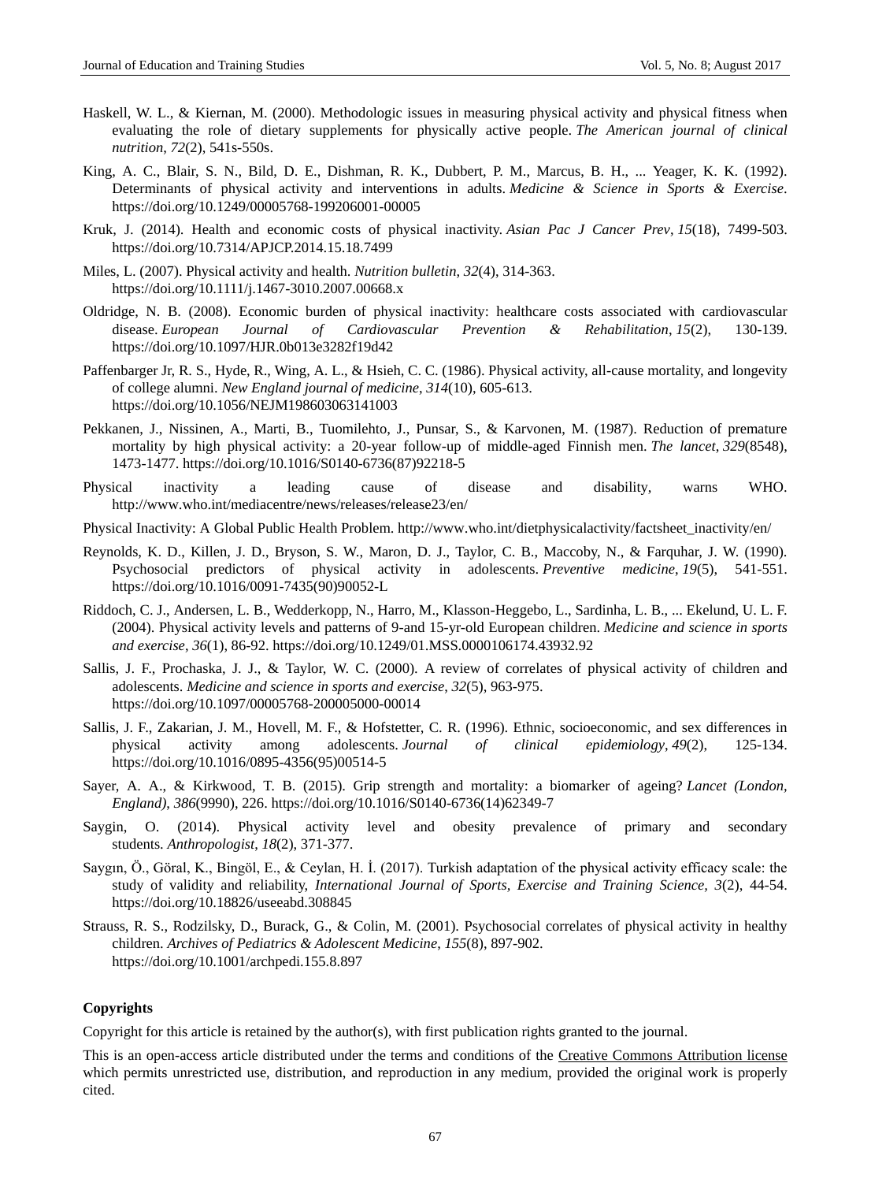Haskell, W. L., & Kiernan, M. (2000). Methodologic issues in measuring physical activity and physical fitness when evaluating the role of dietary supplements for physically active people. *The American journal of clinical nutrition*, *72*(2), 541s-550s.

King, A. C., Blair, S. N., Bild, D. E., Dishman, R. K., Dubbert, P. M., Marcus, B. H., ... Yeager, K. K. (1992). Determinants of physical activity and interventions in adults. *Medicine & Science in Sports & Exercise*. https://doi.org/10.1249/00005768-199206001-00005

Kruk, J. (2014). Health and economic costs of physical inactivity. *Asian Pac J Cancer Prev*, *15*(18), 7499-503. https://doi.org/10.7314/APJCP.2014.15.18.7499

Miles, L. (2007). Physical activity and health. *Nutrition bulletin*, *32*(4), 314-363. https://doi.org/10.1111/j.1467-3010.2007.00668.x

Oldridge, N. B. (2008). Economic burden of physical inactivity: healthcare costs associated with cardiovascular disease. *European Journal of Cardiovascular Prevention & Rehabilitation*, *15*(2), 130-139. https://doi.org/10.1097/HJR.0b013e3282f19d42

Paffenbarger Jr, R. S., Hyde, R., Wing, A. L., & Hsieh, C. C. (1986). Physical activity, all-cause mortality, and longevity of college alumni. *New England journal of medicine*, *314*(10), 605-613. https://doi.org/10.1056/NEJM198603063141003

Pekkanen, J., Nissinen, A., Marti, B., Tuomilehto, J., Punsar, S., & Karvonen, M. (1987). Reduction of premature mortality by high physical activity: a 20-year follow-up of middle-aged Finnish men. *The lancet*, *329*(8548), 1473-1477. https://doi.org/10.1016/S0140-6736(87)92218-5

Physical inactivity a leading cause of disease and disability, warns WHO. http://www.who.int/mediacentre/news/releases/release23/en/

Physical Inactivity: A Global Public Health Problem. http://www.who.int/dietphysicalactivity/factsheet_inactivity/en/

Reynolds, K. D., Killen, J. D., Bryson, S. W., Maron, D. J., Taylor, C. B., Maccoby, N., & Farquhar, J. W. (1990). Psychosocial predictors of physical activity in adolescents. *Preventive medicine*, *19*(5), 541-551. https://doi.org/10.1016/0091-7435(90)90052-L

Riddoch, C. J., Andersen, L. B., Wedderkopp, N., Harro, M., Klasson-Heggebo, L., Sardinha, L. B., ... Ekelund, U. L. F. (2004). Physical activity levels and patterns of 9-and 15-yr-old European children. *Medicine and science in sports and exercise*, *36*(1), 86-92. https://doi.org/10.1249/01.MSS.0000106174.43932.92

Sallis, J. F., Prochaska, J. J., & Taylor, W. C. (2000). A review of correlates of physical activity of children and adolescents. *Medicine and science in sports and exercise*, *32*(5), 963-975. https://doi.org/10.1097/00005768-200005000-00014

Sallis, J. F., Zakarian, J. M., Hovell, M. F., & Hofstetter, C. R. (1996). Ethnic, socioeconomic, and sex differences in physical activity among adolescents. *Journal of clinical epidemiology*, *49*(2), 125-134. https://doi.org/10.1016/0895-4356(95)00514-5

Sayer, A. A., & Kirkwood, T. B. (2015). Grip strength and mortality: a biomarker of ageing? *Lancet (London, England)*, *386*(9990), 226. https://doi.org/10.1016/S0140-6736(14)62349-7

Saygin, O. (2014). Physical activity level and obesity prevalence of primary and secondary students. *Anthropologist*, *18*(2), 371-377.

Saygın, Ö., Göral, K., Bingöl, E., & Ceylan, H. İ. (2017). Turkish adaptation of the physical activity efficacy scale: the study of validity and reliability, *International Journal of Sports, Exercise and Training Science, 3*(2), 44-54. https://doi.org/10.18826/useeabd.308845

Strauss, R. S., Rodzilsky, D., Burack, G., & Colin, M. (2001). Psychosocial correlates of physical activity in healthy children. *Archives of Pediatrics & Adolescent Medicine*, *155*(8), 897-902. https://doi.org/10.1001/archpedi.155.8.897

**Copyrights**

Copyright for this article is retained by the author(s), with first publication rights granted to the journal.

This is an open-access article distributed under the terms and conditions of the Creative Commons Attribution license which permits unrestricted use, distribution, and reproduction in any medium, provided the original work is properly cited.